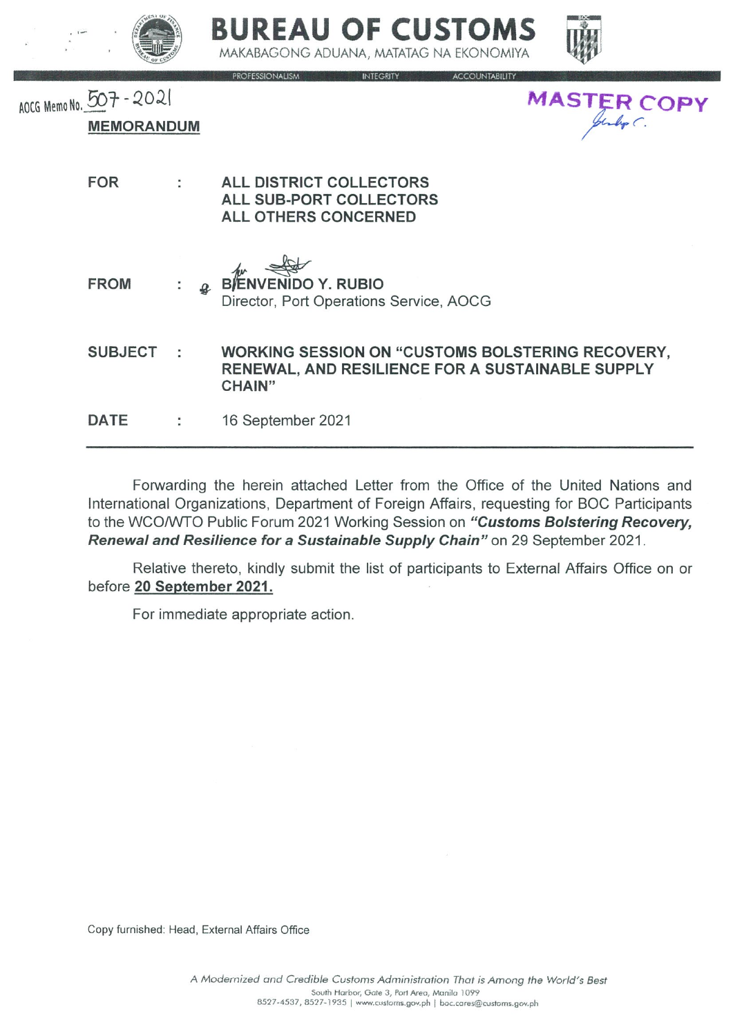# BUREAU OF CUSTOMS

MAKABAGONG ADUANA, MATATAG NA EKONOMIYA

PROFESSIONALISM INTEGRITY ACCOUNTABILITY

AOCG Memo No. 507 - 2021

**MASTER COPY**

## MEMORANDUM

| | | |
|---|---|---|
| **FOR** | : | **ALL DISTRICT COLLECTORS** <br> **ALL SUB-PORT COLLECTORS** <br> **ALL OTHERS CONCERNED** |
| **FROM** | : | **BIENVENIDO Y. RUBIO** <br> Director, Port Operations Service, AOCG |
| **SUBJECT** | : | **WORKING SESSION ON "CUSTOMS BOLSTERING RECOVERY, RENEWAL, AND RESILIENCE FOR A SUSTAINABLE SUPPLY CHAIN"** |
| **DATE** | : | 16 September 2021 |

---

Forwarding the herein attached Letter from the Office of the United Nations and International Organizations, Department of Foreign Affairs, requesting for BOC Participants to the WCO/WTO Public Forum 2021 Working Session on ***"Customs Bolstering Recovery, Renewal and Resilience for a Sustainable Supply Chain"*** on 29 September 2021.

Relative thereto, kindly submit the list of participants to External Affairs Office on or before **20 September 2021.**

For immediate appropriate action.

Copy furnished: Head, External Affairs Office

*A Modernized and Credible Customs Administration That is Among the World's Best*

South Harbor, Gate 3, Port Area, Manila 1099

8527-4537, 8527-1935 | www.customs.gov.ph | boc.cares@customs.gov.ph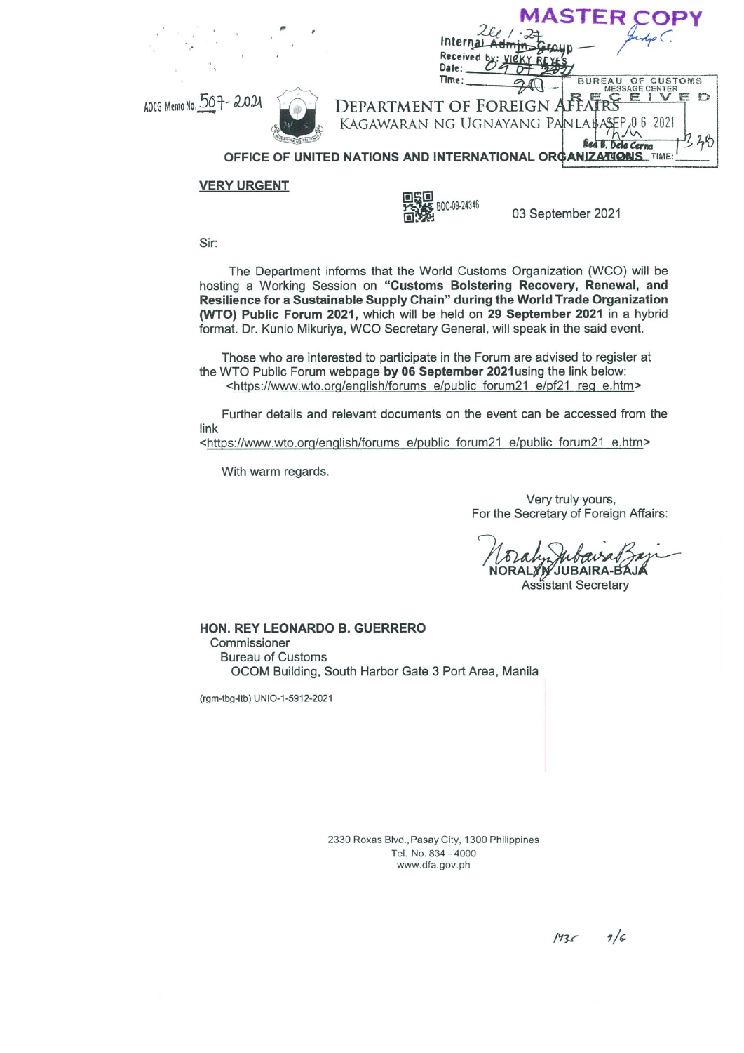MASTER COPY

Internal Admin Group
Received by: VICKY REYES
Date: 09 07 2021
Time: 9:40

BUREAU OF CUSTOMS
MESSAGE CENTER
RECEIVED
SEP 06 2021
Bea B. Dela Cerna
TIME: 3:48

AOCG Memo No. 507-2021

DEPARTMENT OF FOREIGN AFFAIRS
KAGAWARAN NG UGNAYANG PANLABAS

**OFFICE OF UNITED NATIONS AND INTERNATIONAL ORGANIZATIONS**

**VERY URGENT**

BOC-09-24346

03 September 2021

Sir:

The Department informs that the World Customs Organization (WCO) will be hosting a Working Session on **"Customs Bolstering Recovery, Renewal, and Resilience for a Sustainable Supply Chain" during the World Trade Organization (WTO) Public Forum 2021,** which will be held on **29 September 2021** in a hybrid format. Dr. Kunio Mikuriya, WCO Secretary General, will speak in the said event.

Those who are interested to participate in the Forum are advised to register at the WTO Public Forum webpage **by 06 September 2021**using the link below:
<https://www.wto.org/english/forums_e/public_forum21_e/pf21_reg_e.htm>

Further details and relevant documents on the event can be accessed from the link
<https://www.wto.org/english/forums_e/public_forum21_e/public_forum21_e.htm>

With warm regards.

Very truly yours,
For the Secretary of Foreign Affairs:

NORALYN JUBAIRA-BAJA
Assistant Secretary

**HON. REY LEONARDO B. GUERRERO**
Commissioner
Bureau of Customs
OCOM Building, South Harbor Gate 3 Port Area, Manila

(rgm-tbg-ltb) UNIO-1-5912-2021

2330 Roxas Blvd., Pasay City, 1300 Philippines
Tel. No. 834 - 4000
www.dfa.gov.ph

1435 9/6